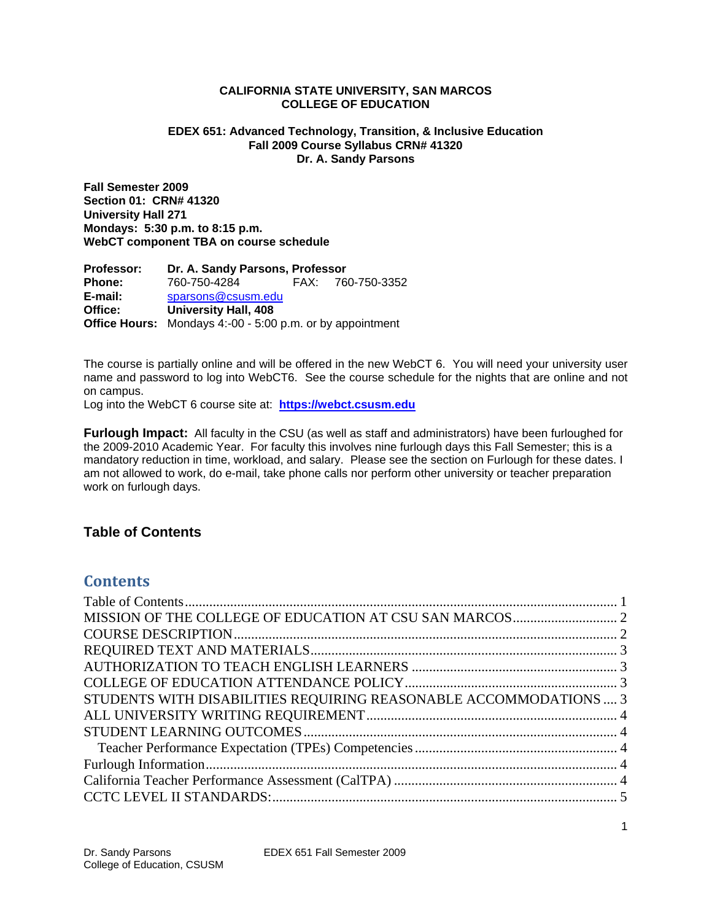**CALIFORNIA STATE UNIVERSITY, SAN MARCOS**
**COLLEGE OF EDUCATION**

**EDEX 651: Advanced Technology, Transition, & Inclusive Education**
**Fall 2009 Course Syllabus CRN# 41320**
**Dr. A. Sandy Parsons**

**Fall Semester 2009**
**Section 01: CRN# 41320**
**University Hall 271**
**Mondays: 5:30 p.m. to 8:15 p.m.**
**WebCT component TBA on course schedule**

**Professor:** **Dr. A. Sandy Parsons, Professor**
**Phone:** 760-750-4284 FAX: 760-750-3352
**E-mail:** sparsons@csusm.edu
**Office:** **University Hall, 408**
**Office Hours:** Mondays 4:-00 - 5:00 p.m. or by appointment

The course is partially online and will be offered in the new WebCT 6. You will need your university user name and password to log into WebCT6. See the course schedule for the nights that are online and not on campus.
Log into the WebCT 6 course site at: **https://webct.csusm.edu**

**Furlough Impact:** All faculty in the CSU (as well as staff and administrators) have been furloughed for the 2009-2010 Academic Year. For faculty this involves nine furlough days this Fall Semester; this is a mandatory reduction in time, workload, and salary. Please see the section on Furlough for these dates. I am not allowed to work, do e-mail, take phone calls nor perform other university or teacher preparation work on furlough days.

## Table of Contents

## Contents

- Table of Contents ........ 1
- MISSION OF THE COLLEGE OF EDUCATION AT CSU SAN MARCOS ........ 2
- COURSE DESCRIPTION ........ 2
- REQUIRED TEXT AND MATERIALS ........ 3
- AUTHORIZATION TO TEACH ENGLISH LEARNERS ........ 3
- COLLEGE OF EDUCATION ATTENDANCE POLICY ........ 3
- STUDENTS WITH DISABILITIES REQUIRING REASONABLE ACCOMMODATIONS ........ 3
- ALL UNIVERSITY WRITING REQUIREMENT ........ 4
- STUDENT LEARNING OUTCOMES ........ 4
  - Teacher Performance Expectation (TPEs) Competencies ........ 4
- Furlough Information ........ 4
- California Teacher Performance Assessment (CalTPA) ........ 4
- CCTC LEVEL II STANDARDS: ........ 5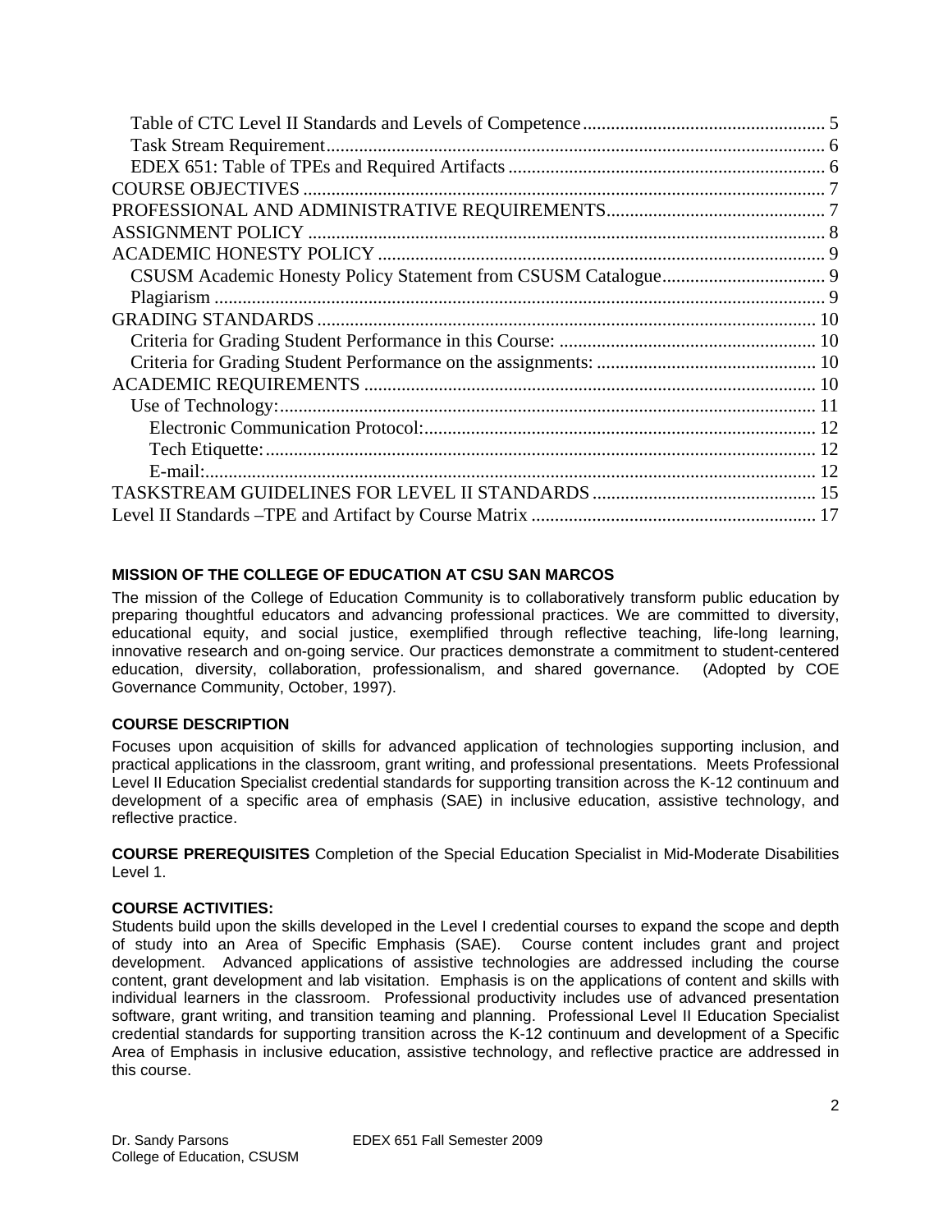Table of CTC Level II Standards and Levels of Competence .................................................... 5
Task Stream Requirement .......................................................................................................... 6
EDEX 651: Table of TPEs and Required Artifacts .................................................................... 6
COURSE OBJECTIVES ................................................................................................................ 7
PROFESSIONAL AND ADMINISTRATIVE REQUIREMENTS ............................................... 7
ASSIGNMENT POLICY ............................................................................................................... 8
ACADEMIC HONESTY POLICY ................................................................................................ 9
CSUSM Academic Honesty Policy Statement from CSUSM Catalogue ................................... 9
Plagiarism .................................................................................................................................. 9
GRADING STANDARDS .......................................................................................................... 10
Criteria for Grading Student Performance in this Course: ....................................................... 10
Criteria for Grading Student Performance on the assignments: ............................................... 10
ACADEMIC REQUIREMENTS ................................................................................................. 10
Use of Technology: .................................................................................................................. 11
Electronic Communication Protocol: ................................................................................... 12
Tech Etiquette: ..................................................................................................................... 12
E-mail: .................................................................................................................................. 12
TASKSTREAM GUIDELINES FOR LEVEL II STANDARDS ................................................ 15
Level II Standards –TPE and Artifact by Course Matrix ............................................................. 17

**MISSION OF THE COLLEGE OF EDUCATION AT CSU SAN MARCOS**

The mission of the College of Education Community is to collaboratively transform public education by preparing thoughtful educators and advancing professional practices. We are committed to diversity, educational equity, and social justice, exemplified through reflective teaching, life-long learning, innovative research and on-going service. Our practices demonstrate a commitment to student-centered education, diversity, collaboration, professionalism, and shared governance. (Adopted by COE Governance Community, October, 1997).

**COURSE DESCRIPTION**

Focuses upon acquisition of skills for advanced application of technologies supporting inclusion, and practical applications in the classroom, grant writing, and professional presentations. Meets Professional Level II Education Specialist credential standards for supporting transition across the K-12 continuum and development of a specific area of emphasis (SAE) in inclusive education, assistive technology, and reflective practice.

**COURSE PREREQUISITES** Completion of the Special Education Specialist in Mid-Moderate Disabilities Level 1.

**COURSE ACTIVITIES:**

Students build upon the skills developed in the Level I credential courses to expand the scope and depth of study into an Area of Specific Emphasis (SAE). Course content includes grant and project development. Advanced applications of assistive technologies are addressed including the course content, grant development and lab visitation. Emphasis is on the applications of content and skills with individual learners in the classroom. Professional productivity includes use of advanced presentation software, grant writing, and transition teaming and planning. Professional Level II Education Specialist credential standards for supporting transition across the K-12 continuum and development of a Specific Area of Emphasis in inclusive education, assistive technology, and reflective practice are addressed in this course.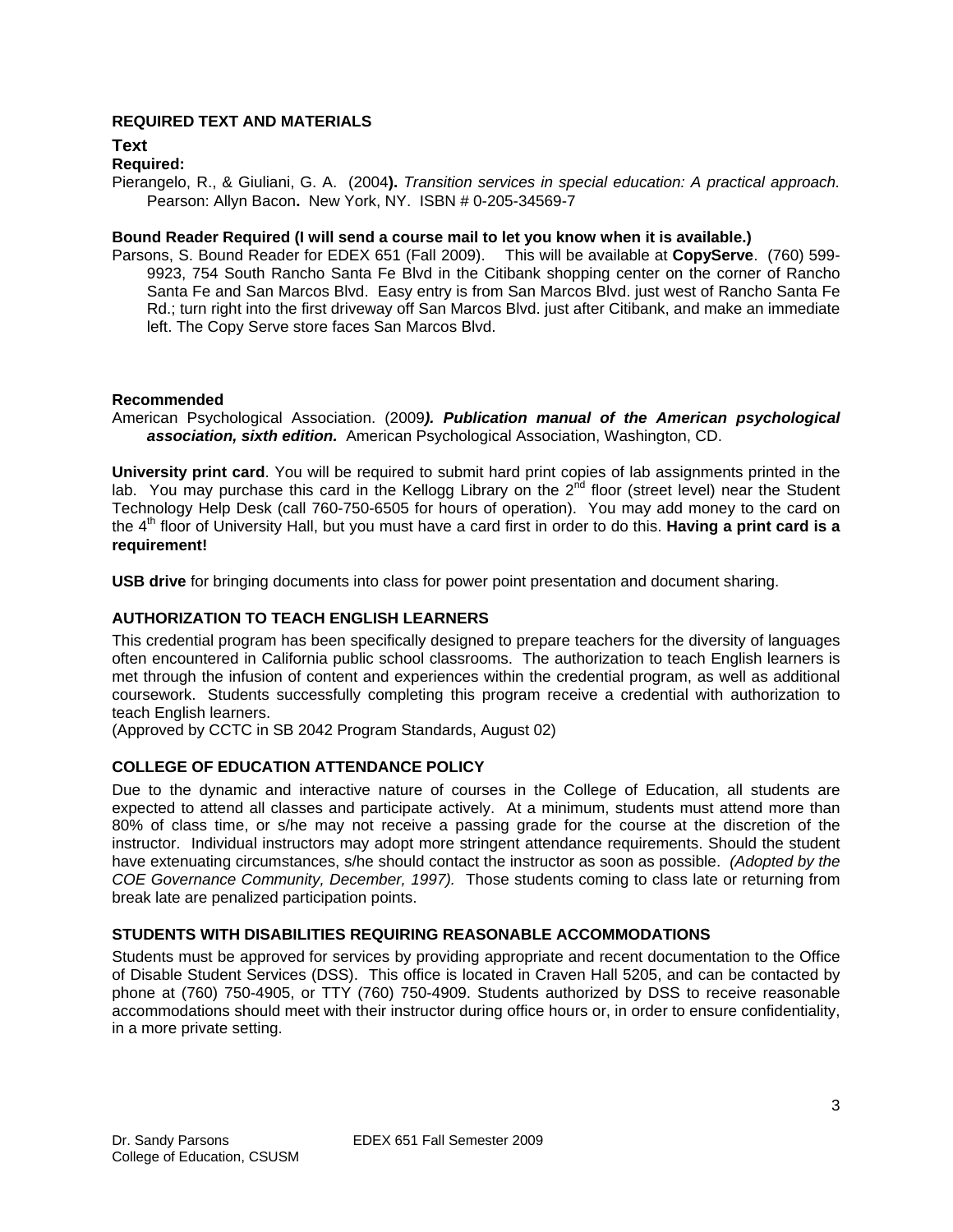## REQUIRED TEXT AND MATERIALS

### Text

**Required:**

Pierangelo, R., & Giuliani, G. A. (2004**).** *Transition services in special education: A practical approach.* Pearson: Allyn Bacon**.** New York, NY. ISBN # 0-205-34569-7

**Bound Reader Required (I will send a course mail to let you know when it is available.)**

Parsons, S. Bound Reader for EDEX 651 (Fall 2009). This will be available at **CopyServe**. (760) 599-9923, 754 South Rancho Santa Fe Blvd in the Citibank shopping center on the corner of Rancho Santa Fe and San Marcos Blvd. Easy entry is from San Marcos Blvd. just west of Rancho Santa Fe Rd.; turn right into the first driveway off San Marcos Blvd. just after Citibank, and make an immediate left. The Copy Serve store faces San Marcos Blvd.

**Recommended**

American Psychological Association. (2009***). Publication manual of the American psychological association, sixth edition.*** American Psychological Association, Washington, CD.

**University print card**. You will be required to submit hard print copies of lab assignments printed in the lab. You may purchase this card in the Kellogg Library on the 2nd floor (street level) near the Student Technology Help Desk (call 760-750-6505 for hours of operation). You may add money to the card on the 4th floor of University Hall, but you must have a card first in order to do this. **Having a print card is a requirement!**

**USB drive** for bringing documents into class for power point presentation and document sharing.

## AUTHORIZATION TO TEACH ENGLISH LEARNERS

This credential program has been specifically designed to prepare teachers for the diversity of languages often encountered in California public school classrooms. The authorization to teach English learners is met through the infusion of content and experiences within the credential program, as well as additional coursework. Students successfully completing this program receive a credential with authorization to teach English learners.

(Approved by CCTC in SB 2042 Program Standards, August 02)

## COLLEGE OF EDUCATION ATTENDANCE POLICY

Due to the dynamic and interactive nature of courses in the College of Education, all students are expected to attend all classes and participate actively. At a minimum, students must attend more than 80% of class time, or s/he may not receive a passing grade for the course at the discretion of the instructor. Individual instructors may adopt more stringent attendance requirements. Should the student have extenuating circumstances, s/he should contact the instructor as soon as possible. *(Adopted by the COE Governance Community, December, 1997).* Those students coming to class late or returning from break late are penalized participation points.

## STUDENTS WITH DISABILITIES REQUIRING REASONABLE ACCOMMODATIONS

Students must be approved for services by providing appropriate and recent documentation to the Office of Disable Student Services (DSS). This office is located in Craven Hall 5205, and can be contacted by phone at (760) 750-4905, or TTY (760) 750-4909. Students authorized by DSS to receive reasonable accommodations should meet with their instructor during office hours or, in order to ensure confidentiality, in a more private setting.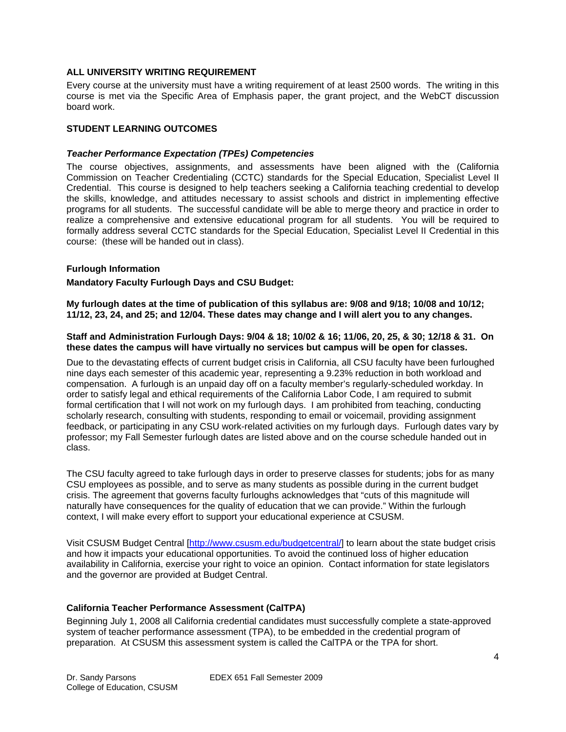### ALL UNIVERSITY WRITING REQUIREMENT

Every course at the university must have a writing requirement of at least 2500 words. The writing in this course is met via the Specific Area of Emphasis paper, the grant project, and the WebCT discussion board work.

### STUDENT LEARNING OUTCOMES

***Teacher Performance Expectation (TPEs) Competencies***

The course objectives, assignments, and assessments have been aligned with the (California Commission on Teacher Credentialing (CCTC) standards for the Special Education, Specialist Level II Credential. This course is designed to help teachers seeking a California teaching credential to develop the skills, knowledge, and attitudes necessary to assist schools and district in implementing effective programs for all students. The successful candidate will be able to merge theory and practice in order to realize a comprehensive and extensive educational program for all students. You will be required to formally address several CCTC standards for the Special Education, Specialist Level II Credential in this course: (these will be handed out in class).

**Furlough Information**

**Mandatory Faculty Furlough Days and CSU Budget:**

**My furlough dates at the time of publication of this syllabus are: 9/08 and 9/18; 10/08 and 10/12; 11/12, 23, 24, and 25; and 12/04. These dates may change and I will alert you to any changes.**

**Staff and Administration Furlough Days: 9/04 & 18; 10/02 & 16; 11/06, 20, 25, & 30; 12/18 & 31. On these dates the campus will have virtually no services but campus will be open for classes.**

Due to the devastating effects of current budget crisis in California, all CSU faculty have been furloughed nine days each semester of this academic year, representing a 9.23% reduction in both workload and compensation. A furlough is an unpaid day off on a faculty member's regularly-scheduled workday. In order to satisfy legal and ethical requirements of the California Labor Code, I am required to submit formal certification that I will not work on my furlough days. I am prohibited from teaching, conducting scholarly research, consulting with students, responding to email or voicemail, providing assignment feedback, or participating in any CSU work-related activities on my furlough days. Furlough dates vary by professor; my Fall Semester furlough dates are listed above and on the course schedule handed out in class.

The CSU faculty agreed to take furlough days in order to preserve classes for students; jobs for as many CSU employees as possible, and to serve as many students as possible during in the current budget crisis. The agreement that governs faculty furloughs acknowledges that "cuts of this magnitude will naturally have consequences for the quality of education that we can provide." Within the furlough context, I will make every effort to support your educational experience at CSUSM.

Visit CSUSM Budget Central [http://www.csusm.edu/budgetcentral/] to learn about the state budget crisis and how it impacts your educational opportunities. To avoid the continued loss of higher education availability in California, exercise your right to voice an opinion. Contact information for state legislators and the governor are provided at Budget Central.

**California Teacher Performance Assessment (CalTPA)**

Beginning July 1, 2008 all California credential candidates must successfully complete a state-approved system of teacher performance assessment (TPA), to be embedded in the credential program of preparation. At CSUSM this assessment system is called the CalTPA or the TPA for short.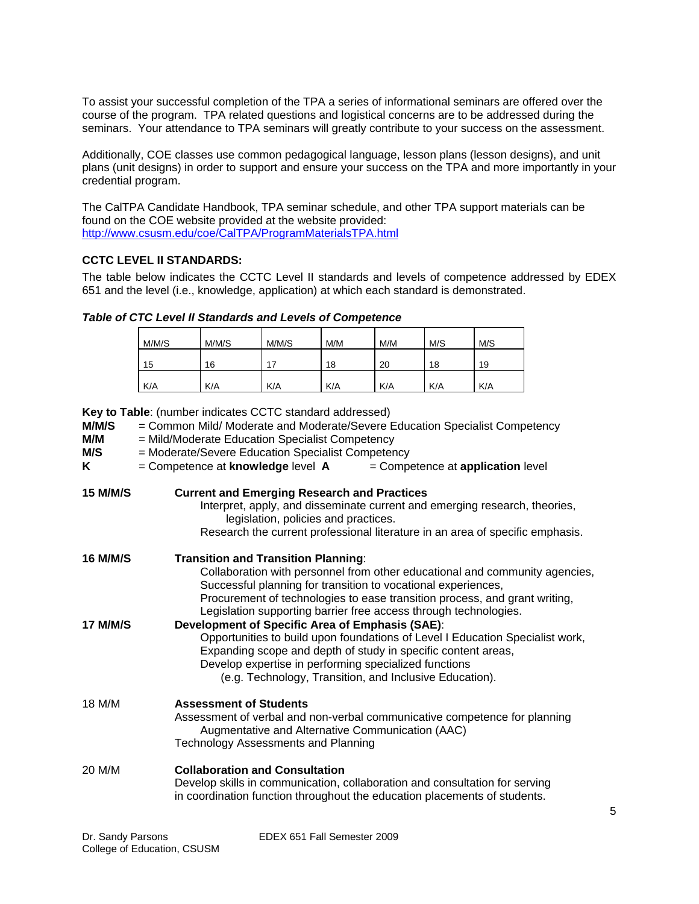To assist your successful completion of the TPA a series of informational seminars are offered over the course of the program. TPA related questions and logistical concerns are to be addressed during the seminars. Your attendance to TPA seminars will greatly contribute to your success on the assessment.

Additionally, COE classes use common pedagogical language, lesson plans (lesson designs), and unit plans (unit designs) in order to support and ensure your success on the TPA and more importantly in your credential program.

The CalTPA Candidate Handbook, TPA seminar schedule, and other TPA support materials can be found on the COE website provided at the website provided: http://www.csusm.edu/coe/CalTPA/ProgramMaterialsTPA.html

**CCTC LEVEL II STANDARDS:**

The table below indicates the CCTC Level II standards and levels of competence addressed by EDEX 651 and the level (i.e., knowledge, application) at which each standard is demonstrated.

***Table of CTC Level II Standards and Levels of Competence***

| M/M/S | M/M/S | M/M/S | M/M | M/M | M/S | M/S |
|---|---|---|---|---|---|---|
| 15 | 16 | 17 | 18 | 20 | 18 | 19 |
| K/A | K/A | K/A | K/A | K/A | K/A | K/A |

**Key to Table**: (number indicates CCTC standard addressed)

**M/M/S** = Common Mild/ Moderate and Moderate/Severe Education Specialist Competency
**M/M** = Mild/Moderate Education Specialist Competency
**M/S** = Moderate/Severe Education Specialist Competency
**K** = Competence at **knowledge** level **A** = Competence at **application** level

**15 M/M/S** **Current and Emerging Research and Practices**
Interpret, apply, and disseminate current and emerging research, theories, legislation, policies and practices.
Research the current professional literature in an area of specific emphasis.

**16 M/M/S** **Transition and Transition Planning**:
Collaboration with personnel from other educational and community agencies,
Successful planning for transition to vocational experiences,
Procurement of technologies to ease transition process, and grant writing,
Legislation supporting barrier free access through technologies.

**17 M/M/S** **Development of Specific Area of Emphasis (SAE)**:
Opportunities to build upon foundations of Level I Education Specialist work,
Expanding scope and depth of study in specific content areas,
Develop expertise in performing specialized functions
(e.g. Technology, Transition, and Inclusive Education).

18 M/M **Assessment of Students**
Assessment of verbal and non-verbal communicative competence for planning Augmentative and Alternative Communication (AAC)
Technology Assessments and Planning

20 M/M **Collaboration and Consultation**
Develop skills in communication, collaboration and consultation for serving in coordination function throughout the education placements of students.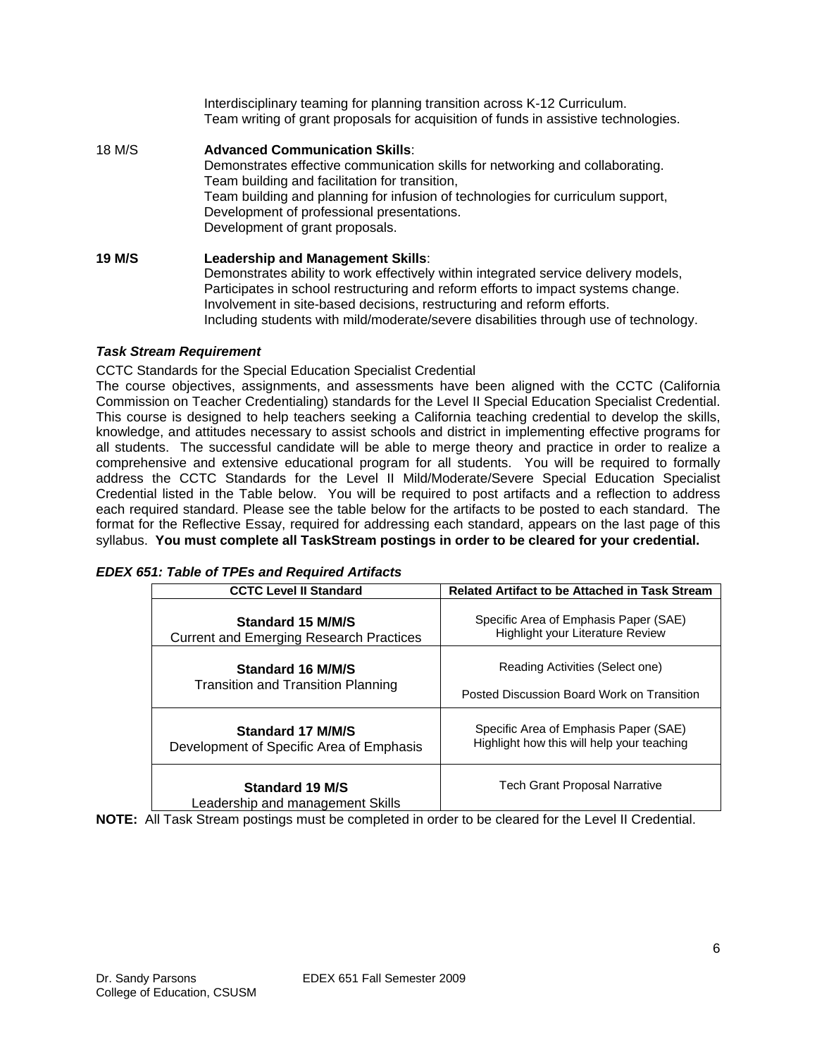Interdisciplinary teaming for planning transition across K-12 Curriculum.
Team writing of grant proposals for acquisition of funds in assistive technologies.

18 M/S **Advanced Communication Skills**:
Demonstrates effective communication skills for networking and collaborating.
Team building and facilitation for transition,
Team building and planning for infusion of technologies for curriculum support,
Development of professional presentations.
Development of grant proposals.

**19 M/S** **Leadership and Management Skills**:
Demonstrates ability to work effectively within integrated service delivery models,
Participates in school restructuring and reform efforts to impact systems change.
Involvement in site-based decisions, restructuring and reform efforts.
Including students with mild/moderate/severe disabilities through use of technology.

***Task Stream Requirement***

CCTC Standards for the Special Education Specialist Credential

The course objectives, assignments, and assessments have been aligned with the CCTC (California Commission on Teacher Credentialing) standards for the Level II Special Education Specialist Credential. This course is designed to help teachers seeking a California teaching credential to develop the skills, knowledge, and attitudes necessary to assist schools and district in implementing effective programs for all students. The successful candidate will be able to merge theory and practice in order to realize a comprehensive and extensive educational program for all students. You will be required to formally address the CCTC Standards for the Level II Mild/Moderate/Severe Special Education Specialist Credential listed in the Table below. You will be required to post artifacts and a reflection to address each required standard. Please see the table below for the artifacts to be posted to each standard. The format for the Reflective Essay, required for addressing each standard, appears on the last page of this syllabus. **You must complete all TaskStream postings in order to be cleared for your credential.**

***EDEX 651: Table of TPEs and Required Artifacts***

| CCTC Level II Standard | Related Artifact to be Attached in Task Stream |
|---|---|
| **Standard 15 M/M/S**<br>Current and Emerging Research Practices | Specific Area of Emphasis Paper (SAE)<br>Highlight your Literature Review |
| **Standard 16 M/M/S**<br>Transition and Transition Planning | Reading Activities (Select one)<br><br>Posted Discussion Board Work on Transition |
| **Standard 17 M/M/S**<br>Development of Specific Area of Emphasis | Specific Area of Emphasis Paper (SAE)<br>Highlight how this will help your teaching |
| **Standard 19 M/S**<br>Leadership and management Skills | Tech Grant Proposal Narrative |

**NOTE:** All Task Stream postings must be completed in order to be cleared for the Level II Credential.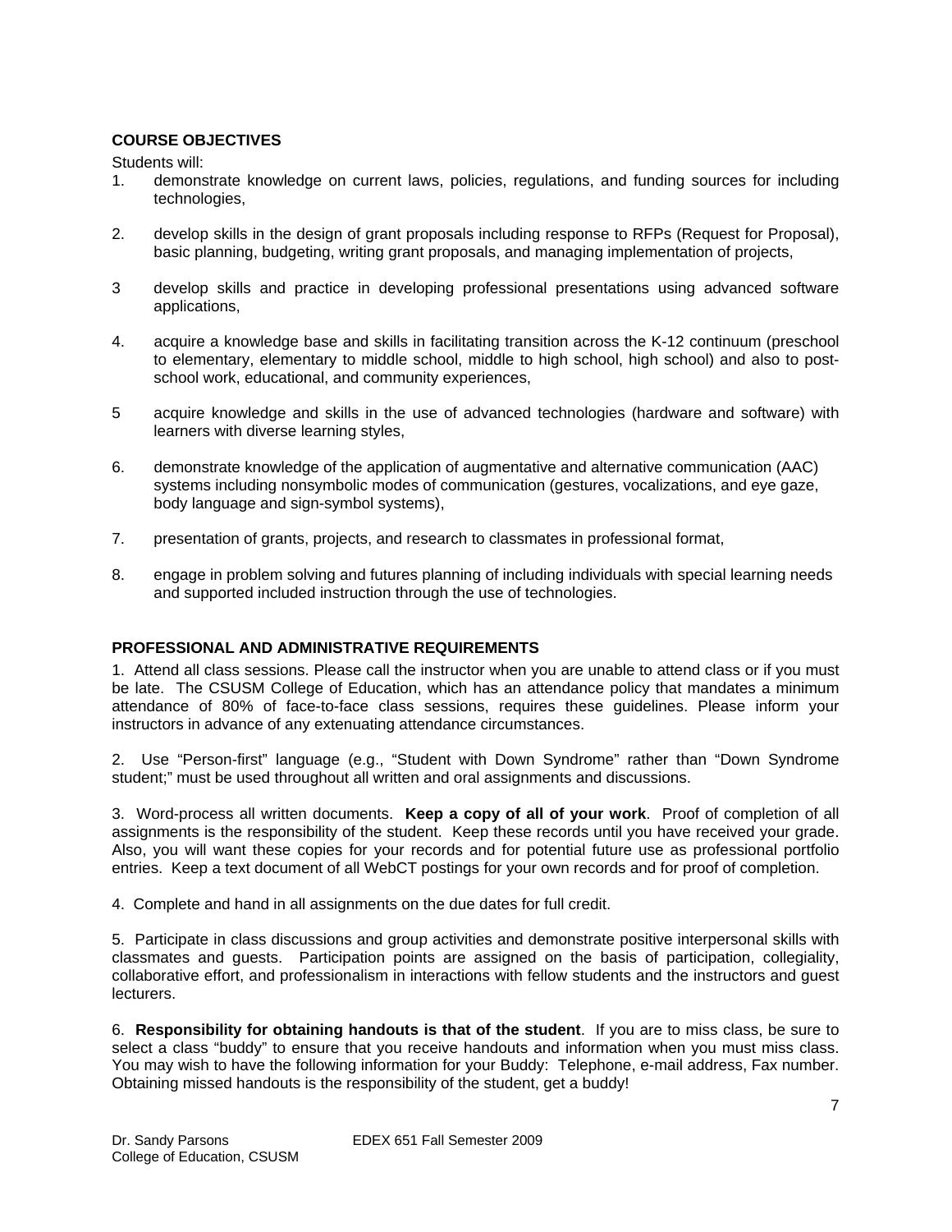**COURSE OBJECTIVES**

Students will:

1. demonstrate knowledge on current laws, policies, regulations, and funding sources for including technologies,

2. develop skills in the design of grant proposals including response to RFPs (Request for Proposal), basic planning, budgeting, writing grant proposals, and managing implementation of projects,

3 develop skills and practice in developing professional presentations using advanced software applications,

4. acquire a knowledge base and skills in facilitating transition across the K-12 continuum (preschool to elementary, elementary to middle school, middle to high school, high school) and also to post-school work, educational, and community experiences,

5 acquire knowledge and skills in the use of advanced technologies (hardware and software) with learners with diverse learning styles,

6. demonstrate knowledge of the application of augmentative and alternative communication (AAC) systems including nonsymbolic modes of communication (gestures, vocalizations, and eye gaze, body language and sign-symbol systems),

7. presentation of grants, projects, and research to classmates in professional format,

8. engage in problem solving and futures planning of including individuals with special learning needs and supported included instruction through the use of technologies.

**PROFESSIONAL AND ADMINISTRATIVE REQUIREMENTS**

1. Attend all class sessions. Please call the instructor when you are unable to attend class or if you must be late. The CSUSM College of Education, which has an attendance policy that mandates a minimum attendance of 80% of face-to-face class sessions, requires these guidelines. Please inform your instructors in advance of any extenuating attendance circumstances.

2. Use "Person-first" language (e.g., "Student with Down Syndrome" rather than "Down Syndrome student;" must be used throughout all written and oral assignments and discussions.

3. Word-process all written documents. **Keep a copy of all of your work**. Proof of completion of all assignments is the responsibility of the student. Keep these records until you have received your grade. Also, you will want these copies for your records and for potential future use as professional portfolio entries. Keep a text document of all WebCT postings for your own records and for proof of completion.

4. Complete and hand in all assignments on the due dates for full credit.

5. Participate in class discussions and group activities and demonstrate positive interpersonal skills with classmates and guests. Participation points are assigned on the basis of participation, collegiality, collaborative effort, and professionalism in interactions with fellow students and the instructors and guest lecturers.

6. **Responsibility for obtaining handouts is that of the student**. If you are to miss class, be sure to select a class "buddy" to ensure that you receive handouts and information when you must miss class. You may wish to have the following information for your Buddy: Telephone, e-mail address, Fax number. Obtaining missed handouts is the responsibility of the student, get a buddy!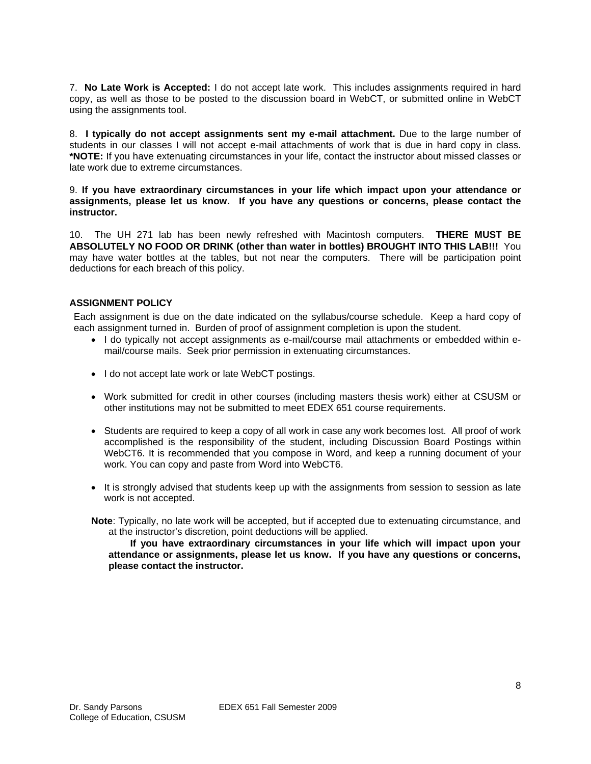7. **No Late Work is Accepted:** I do not accept late work. This includes assignments required in hard copy, as well as those to be posted to the discussion board in WebCT, or submitted online in WebCT using the assignments tool.

8. **I typically do not accept assignments sent my e-mail attachment.** Due to the large number of students in our classes I will not accept e-mail attachments of work that is due in hard copy in class. **\*NOTE:** If you have extenuating circumstances in your life, contact the instructor about missed classes or late work due to extreme circumstances.

9. **If you have extraordinary circumstances in your life which impact upon your attendance or assignments, please let us know. If you have any questions or concerns, please contact the instructor.**

10. The UH 271 lab has been newly refreshed with Macintosh computers. **THERE MUST BE ABSOLUTELY NO FOOD OR DRINK (other than water in bottles) BROUGHT INTO THIS LAB!!!** You may have water bottles at the tables, but not near the computers. There will be participation point deductions for each breach of this policy.

**ASSIGNMENT POLICY**

Each assignment is due on the date indicated on the syllabus/course schedule. Keep a hard copy of each assignment turned in. Burden of proof of assignment completion is upon the student.

- I do typically not accept assignments as e-mail/course mail attachments or embedded within e-mail/course mails. Seek prior permission in extenuating circumstances.
- I do not accept late work or late WebCT postings.
- Work submitted for credit in other courses (including masters thesis work) either at CSUSM or other institutions may not be submitted to meet EDEX 651 course requirements.
- Students are required to keep a copy of all work in case any work becomes lost. All proof of work accomplished is the responsibility of the student, including Discussion Board Postings within WebCT6. It is recommended that you compose in Word, and keep a running document of your work. You can copy and paste from Word into WebCT6.
- It is strongly advised that students keep up with the assignments from session to session as late work is not accepted.

**Note**: Typically, no late work will be accepted, but if accepted due to extenuating circumstance, and at the instructor's discretion, point deductions will be applied.

**If you have extraordinary circumstances in your life which will impact upon your attendance or assignments, please let us know. If you have any questions or concerns, please contact the instructor.**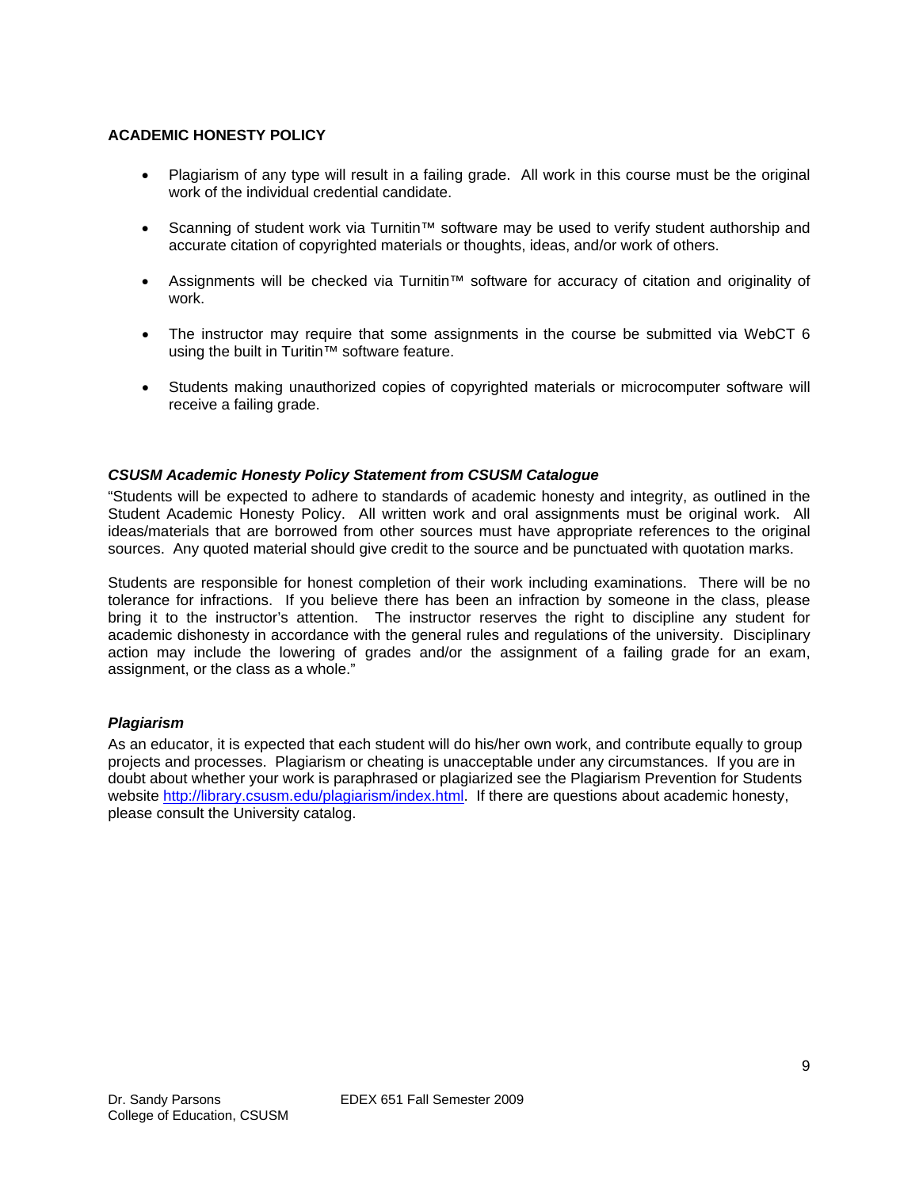**ACADEMIC HONESTY POLICY**

- Plagiarism of any type will result in a failing grade. All work in this course must be the original work of the individual credential candidate.
- Scanning of student work via Turnitin™ software may be used to verify student authorship and accurate citation of copyrighted materials or thoughts, ideas, and/or work of others.
- Assignments will be checked via Turnitin™ software for accuracy of citation and originality of work.
- The instructor may require that some assignments in the course be submitted via WebCT 6 using the built in Turitin™ software feature.
- Students making unauthorized copies of copyrighted materials or microcomputer software will receive a failing grade.

***CSUSM Academic Honesty Policy Statement from CSUSM Catalogue***

"Students will be expected to adhere to standards of academic honesty and integrity, as outlined in the Student Academic Honesty Policy. All written work and oral assignments must be original work. All ideas/materials that are borrowed from other sources must have appropriate references to the original sources. Any quoted material should give credit to the source and be punctuated with quotation marks.

Students are responsible for honest completion of their work including examinations. There will be no tolerance for infractions. If you believe there has been an infraction by someone in the class, please bring it to the instructor's attention. The instructor reserves the right to discipline any student for academic dishonesty in accordance with the general rules and regulations of the university. Disciplinary action may include the lowering of grades and/or the assignment of a failing grade for an exam, assignment, or the class as a whole."

***Plagiarism***

As an educator, it is expected that each student will do his/her own work, and contribute equally to group projects and processes. Plagiarism or cheating is unacceptable under any circumstances. If you are in doubt about whether your work is paraphrased or plagiarized see the Plagiarism Prevention for Students website http://library.csusm.edu/plagiarism/index.html. If there are questions about academic honesty, please consult the University catalog.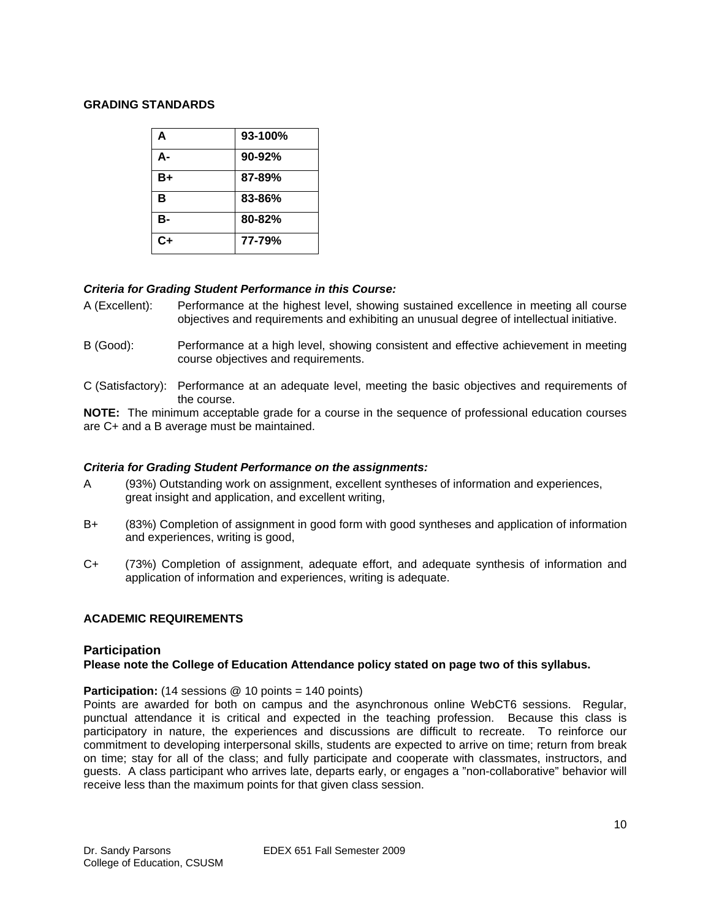## GRADING STANDARDS

| A | 93-100% |
|---|---|
| A- | 90-92% |
| B+ | 87-89% |
| B | 83-86% |
| B- | 80-82% |
| C+ | 77-79% |

***Criteria for Grading Student Performance in this Course:***

A (Excellent): Performance at the highest level, showing sustained excellence in meeting all course objectives and requirements and exhibiting an unusual degree of intellectual initiative.

B (Good): Performance at a high level, showing consistent and effective achievement in meeting course objectives and requirements.

C (Satisfactory): Performance at an adequate level, meeting the basic objectives and requirements of the course.

**NOTE:** The minimum acceptable grade for a course in the sequence of professional education courses are C+ and a B average must be maintained.

***Criteria for Grading Student Performance on the assignments:***

A (93%) Outstanding work on assignment, excellent syntheses of information and experiences, great insight and application, and excellent writing,

B+ (83%) Completion of assignment in good form with good syntheses and application of information and experiences, writing is good,

C+ (73%) Completion of assignment, adequate effort, and adequate synthesis of information and application of information and experiences, writing is adequate.

## ACADEMIC REQUIREMENTS

### Participation

**Please note the College of Education Attendance policy stated on page two of this syllabus.**

**Participation:** (14 sessions @ 10 points = 140 points)
Points are awarded for both on campus and the asynchronous online WebCT6 sessions. Regular, punctual attendance it is critical and expected in the teaching profession. Because this class is participatory in nature, the experiences and discussions are difficult to recreate. To reinforce our commitment to developing interpersonal skills, students are expected to arrive on time; return from break on time; stay for all of the class; and fully participate and cooperate with classmates, instructors, and guests. A class participant who arrives late, departs early, or engages a "non-collaborative" behavior will receive less than the maximum points for that given class session.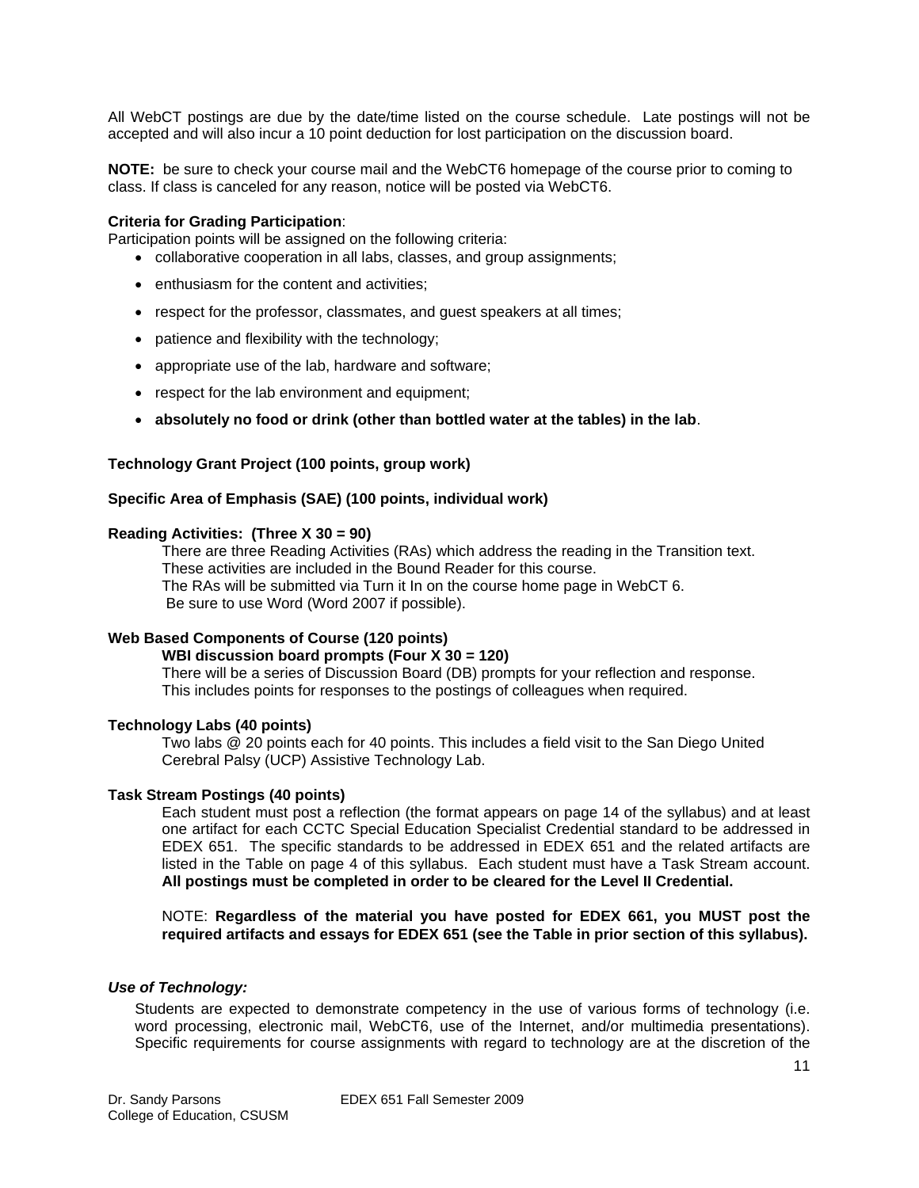All WebCT postings are due by the date/time listed on the course schedule. Late postings will not be accepted and will also incur a 10 point deduction for lost participation on the discussion board.

**NOTE:** be sure to check your course mail and the WebCT6 homepage of the course prior to coming to class. If class is canceled for any reason, notice will be posted via WebCT6.

**Criteria for Grading Participation**:
Participation points will be assigned on the following criteria:

- collaborative cooperation in all labs, classes, and group assignments;
- enthusiasm for the content and activities;
- respect for the professor, classmates, and guest speakers at all times;
- patience and flexibility with the technology;
- appropriate use of the lab, hardware and software;
- respect for the lab environment and equipment;
- **absolutely no food or drink (other than bottled water at the tables) in the lab**.

**Technology Grant Project (100 points, group work)**

**Specific Area of Emphasis (SAE) (100 points, individual work)**

**Reading Activities: (Three X 30 = 90)**

There are three Reading Activities (RAs) which address the reading in the Transition text. These activities are included in the Bound Reader for this course. The RAs will be submitted via Turn it In on the course home page in WebCT 6. Be sure to use Word (Word 2007 if possible).

**Web Based Components of Course (120 points)**

**WBI discussion board prompts (Four X 30 = 120)**

There will be a series of Discussion Board (DB) prompts for your reflection and response. This includes points for responses to the postings of colleagues when required.

**Technology Labs (40 points)**

Two labs @ 20 points each for 40 points. This includes a field visit to the San Diego United Cerebral Palsy (UCP) Assistive Technology Lab.

**Task Stream Postings (40 points)**

Each student must post a reflection (the format appears on page 14 of the syllabus) and at least one artifact for each CCTC Special Education Specialist Credential standard to be addressed in EDEX 651. The specific standards to be addressed in EDEX 651 and the related artifacts are listed in the Table on page 4 of this syllabus. Each student must have a Task Stream account. **All postings must be completed in order to be cleared for the Level II Credential.**

NOTE: **Regardless of the material you have posted for EDEX 661, you MUST post the required artifacts and essays for EDEX 651 (see the Table in prior section of this syllabus).**

***Use of Technology:***

Students are expected to demonstrate competency in the use of various forms of technology (i.e. word processing, electronic mail, WebCT6, use of the Internet, and/or multimedia presentations). Specific requirements for course assignments with regard to technology are at the discretion of the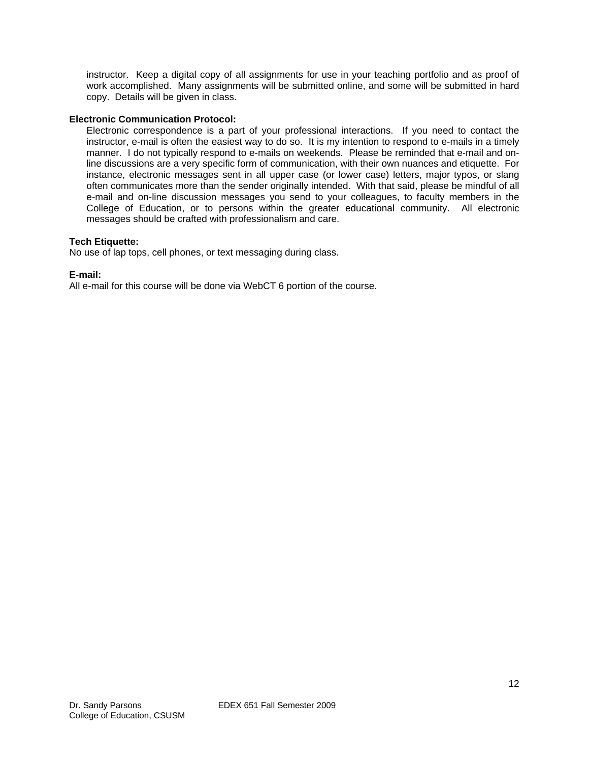instructor. Keep a digital copy of all assignments for use in your teaching portfolio and as proof of work accomplished. Many assignments will be submitted online, and some will be submitted in hard copy. Details will be given in class.

**Electronic Communication Protocol:**

Electronic correspondence is a part of your professional interactions. If you need to contact the instructor, e-mail is often the easiest way to do so. It is my intention to respond to e-mails in a timely manner. I do not typically respond to e-mails on weekends. Please be reminded that e-mail and on-line discussions are a very specific form of communication, with their own nuances and etiquette. For instance, electronic messages sent in all upper case (or lower case) letters, major typos, or slang often communicates more than the sender originally intended. With that said, please be mindful of all e-mail and on-line discussion messages you send to your colleagues, to faculty members in the College of Education, or to persons within the greater educational community. All electronic messages should be crafted with professionalism and care.

**Tech Etiquette:**

No use of lap tops, cell phones, or text messaging during class.

**E-mail:**

All e-mail for this course will be done via WebCT 6 portion of the course.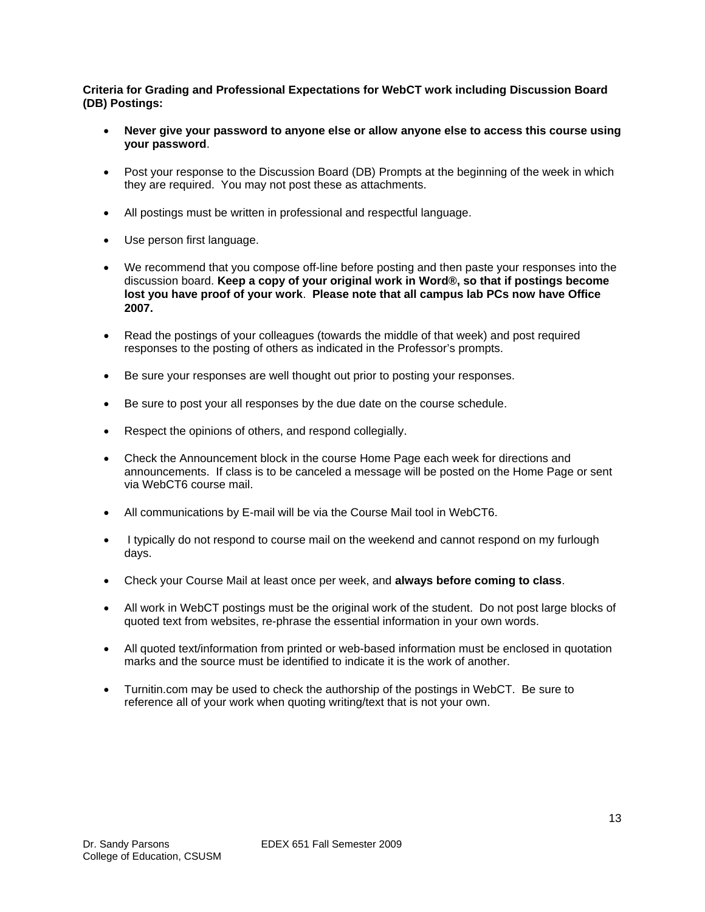**Criteria for Grading and Professional Expectations for WebCT work including Discussion Board (DB) Postings:**

- **Never give your password to anyone else or allow anyone else to access this course using your password**.
- Post your response to the Discussion Board (DB) Prompts at the beginning of the week in which they are required. You may not post these as attachments.
- All postings must be written in professional and respectful language.
- Use person first language.
- We recommend that you compose off-line before posting and then paste your responses into the discussion board. **Keep a copy of your original work in Word®, so that if postings become lost you have proof of your work**. **Please note that all campus lab PCs now have Office 2007.**
- Read the postings of your colleagues (towards the middle of that week) and post required responses to the posting of others as indicated in the Professor's prompts.
- Be sure your responses are well thought out prior to posting your responses.
- Be sure to post your all responses by the due date on the course schedule.
- Respect the opinions of others, and respond collegially.
- Check the Announcement block in the course Home Page each week for directions and announcements. If class is to be canceled a message will be posted on the Home Page or sent via WebCT6 course mail.
- All communications by E-mail will be via the Course Mail tool in WebCT6.
- I typically do not respond to course mail on the weekend and cannot respond on my furlough days.
- Check your Course Mail at least once per week, and **always before coming to class**.
- All work in WebCT postings must be the original work of the student. Do not post large blocks of quoted text from websites, re-phrase the essential information in your own words.
- All quoted text/information from printed or web-based information must be enclosed in quotation marks and the source must be identified to indicate it is the work of another.
- Turnitin.com may be used to check the authorship of the postings in WebCT. Be sure to reference all of your work when quoting writing/text that is not your own.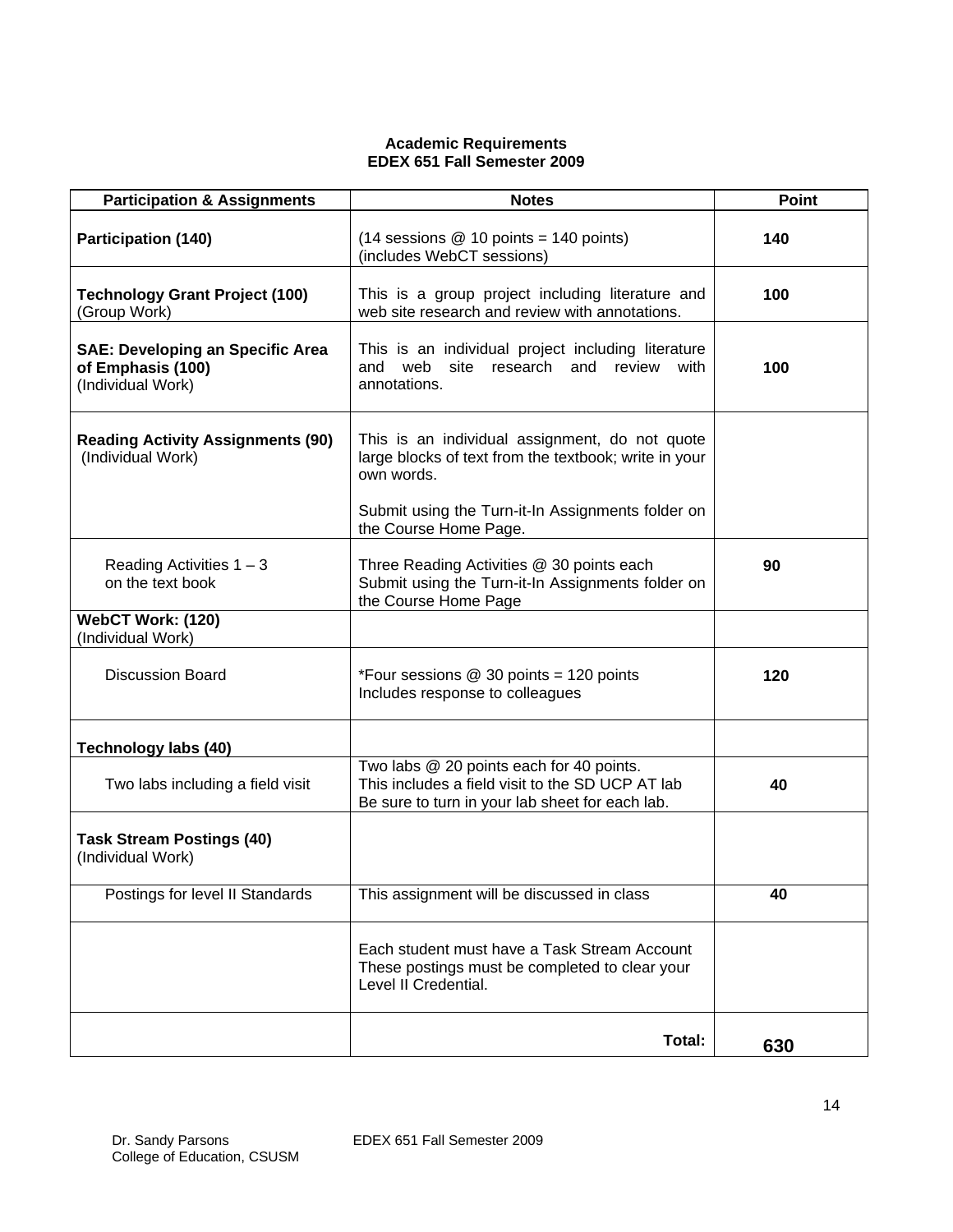**Academic Requirements**
**EDEX 651 Fall Semester 2009**

| Participation & Assignments | Notes | Point |
|---|---|---|
| **Participation (140)** | (14 sessions @ 10 points = 140 points) (includes WebCT sessions) | **140** |
| **Technology Grant Project (100)** (Group Work) | This is a group project including literature and web site research and review with annotations. | **100** |
| **SAE: Developing an Specific Area of Emphasis (100)** (Individual Work) | This is an individual project including literature and web site research and review with annotations. | **100** |
| **Reading Activity Assignments (90)** (Individual Work) | This is an individual assignment, do not quote large blocks of text from the textbook; write in your own words. <br><br> Submit using the Turn-it-In Assignments folder on the Course Home Page. | |
| Reading Activities 1 – 3 on the text book | Three Reading Activities @ 30 points each Submit using the Turn-it-In Assignments folder on the Course Home Page | **90** |
| **WebCT Work: (120)** (Individual Work) | | |
| Discussion Board | *Four sessions @ 30 points = 120 points Includes response to colleagues | **120** |
| **Technology labs (40)** | | |
| Two labs including a field visit | Two labs @ 20 points each for 40 points. This includes a field visit to the SD UCP AT lab Be sure to turn in your lab sheet for each lab. | **40** |
| **Task Stream Postings (40)** (Individual Work) | | |
| Postings for level II Standards | This assignment will be discussed in class | **40** |
| | Each student must have a Task Stream Account These postings must be completed to clear your Level II Credential. | |
| | **Total:** | **630** |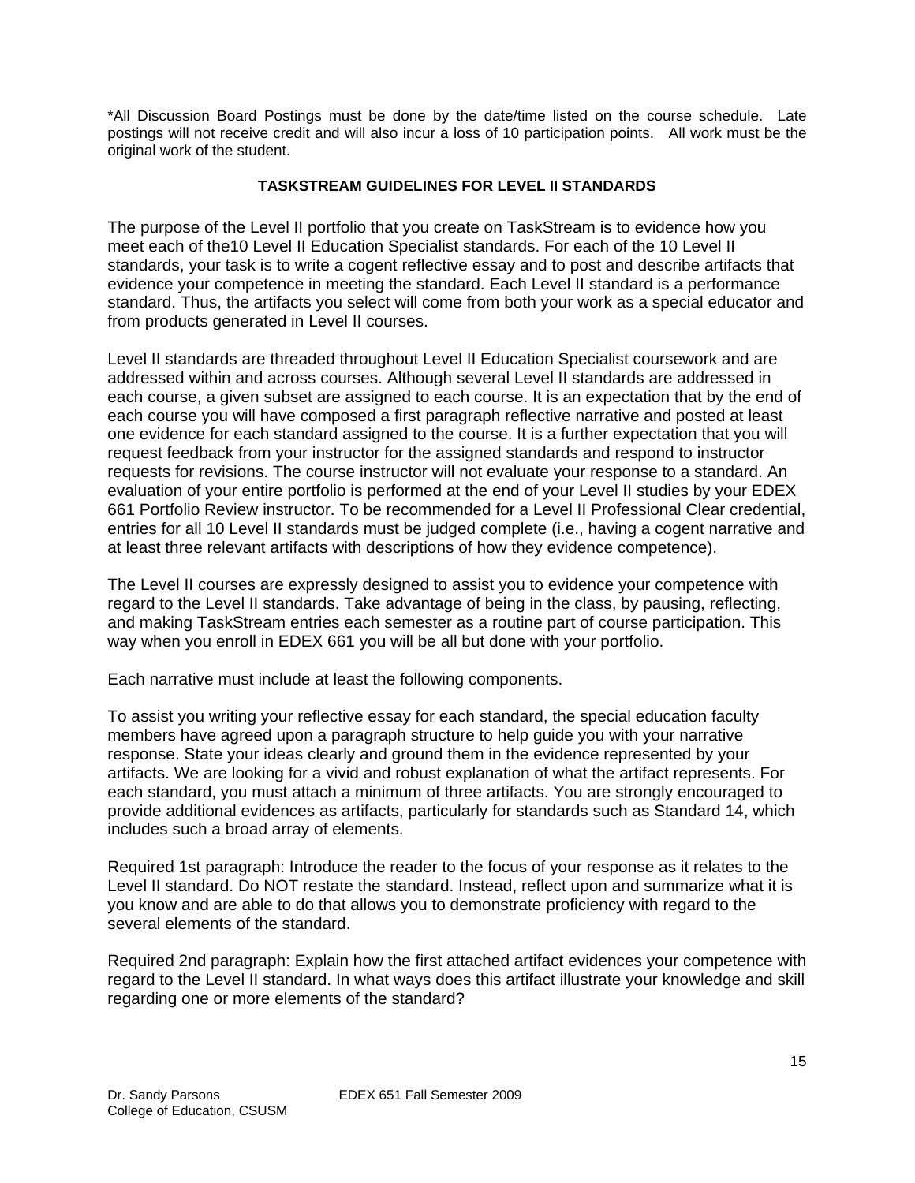*All Discussion Board Postings must be done by the date/time listed on the course schedule. Late postings will not receive credit and will also incur a loss of 10 participation points. All work must be the original work of the student.

**TASKSTREAM GUIDELINES FOR LEVEL II STANDARDS**

The purpose of the Level II portfolio that you create on TaskStream is to evidence how you meet each of the10 Level II Education Specialist standards. For each of the 10 Level II standards, your task is to write a cogent reflective essay and to post and describe artifacts that evidence your competence in meeting the standard. Each Level II standard is a performance standard. Thus, the artifacts you select will come from both your work as a special educator and from products generated in Level II courses.

Level II standards are threaded throughout Level II Education Specialist coursework and are addressed within and across courses. Although several Level II standards are addressed in each course, a given subset are assigned to each course. It is an expectation that by the end of each course you will have composed a first paragraph reflective narrative and posted at least one evidence for each standard assigned to the course. It is a further expectation that you will request feedback from your instructor for the assigned standards and respond to instructor requests for revisions. The course instructor will not evaluate your response to a standard. An evaluation of your entire portfolio is performed at the end of your Level II studies by your EDEX 661 Portfolio Review instructor. To be recommended for a Level II Professional Clear credential, entries for all 10 Level II standards must be judged complete (i.e., having a cogent narrative and at least three relevant artifacts with descriptions of how they evidence competence).

The Level II courses are expressly designed to assist you to evidence your competence with regard to the Level II standards. Take advantage of being in the class, by pausing, reflecting, and making TaskStream entries each semester as a routine part of course participation. This way when you enroll in EDEX 661 you will be all but done with your portfolio.

Each narrative must include at least the following components.

To assist you writing your reflective essay for each standard, the special education faculty members have agreed upon a paragraph structure to help guide you with your narrative response. State your ideas clearly and ground them in the evidence represented by your artifacts. We are looking for a vivid and robust explanation of what the artifact represents. For each standard, you must attach a minimum of three artifacts. You are strongly encouraged to provide additional evidences as artifacts, particularly for standards such as Standard 14, which includes such a broad array of elements.

Required 1st paragraph: Introduce the reader to the focus of your response as it relates to the Level II standard. Do NOT restate the standard. Instead, reflect upon and summarize what it is you know and are able to do that allows you to demonstrate proficiency with regard to the several elements of the standard.

Required 2nd paragraph: Explain how the first attached artifact evidences your competence with regard to the Level II standard. In what ways does this artifact illustrate your knowledge and skill regarding one or more elements of the standard?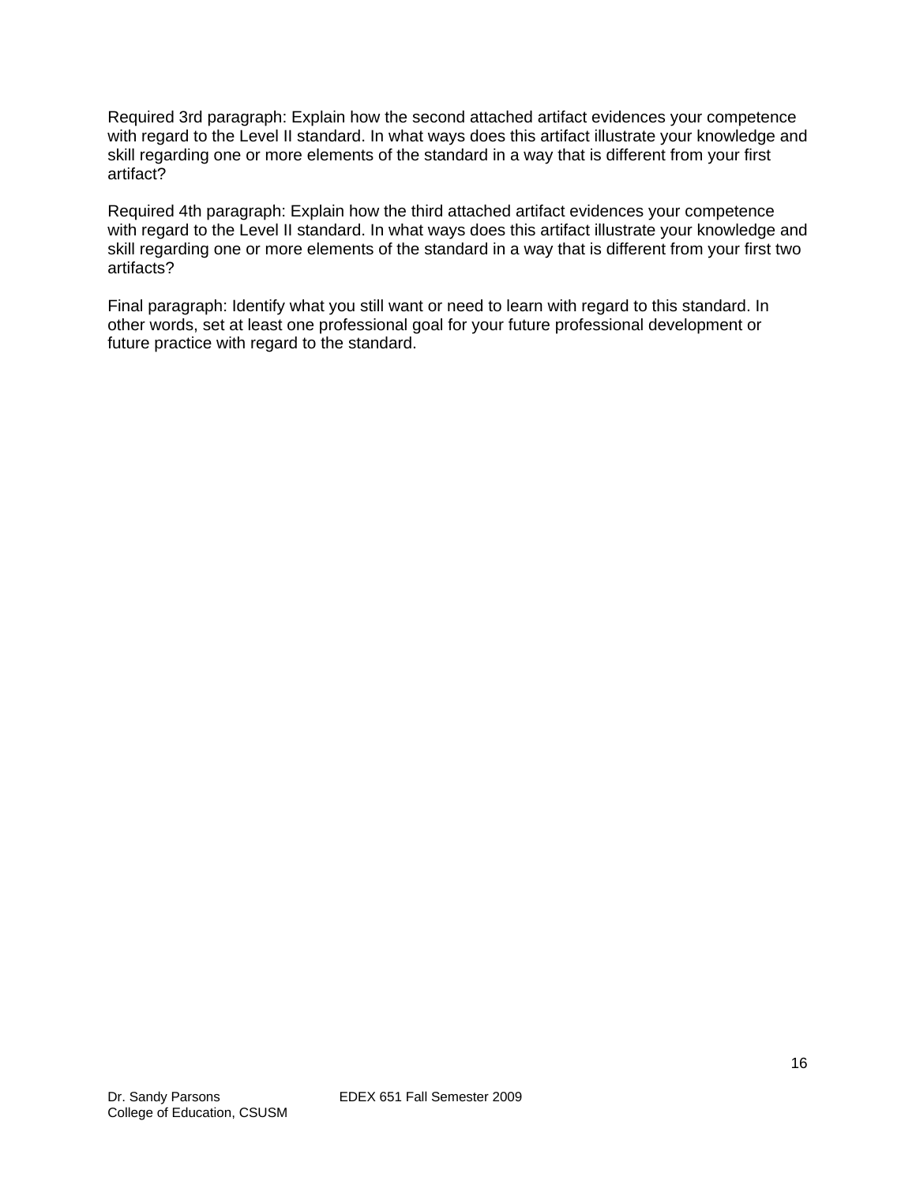Required 3rd paragraph: Explain how the second attached artifact evidences your competence with regard to the Level II standard. In what ways does this artifact illustrate your knowledge and skill regarding one or more elements of the standard in a way that is different from your first artifact?

Required 4th paragraph: Explain how the third attached artifact evidences your competence with regard to the Level II standard. In what ways does this artifact illustrate your knowledge and skill regarding one or more elements of the standard in a way that is different from your first two artifacts?

Final paragraph: Identify what you still want or need to learn with regard to this standard. In other words, set at least one professional goal for your future professional development or future practice with regard to the standard.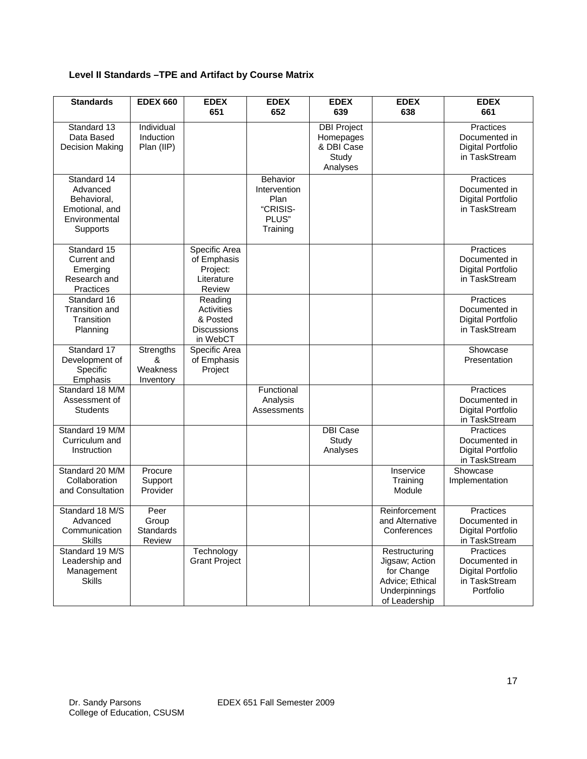**Level II Standards –TPE and Artifact by Course Matrix**

| Standards | EDEX 660 | EDEX 651 | EDEX 652 | EDEX 639 | EDEX 638 | EDEX 661 |
|---|---|---|---|---|---|---|
| Standard 13 Data Based Decision Making | Individual Induction Plan (IIP) | | | DBI Project Homepages & DBI Case Study Analyses | | Practices Documented in Digital Portfolio in TaskStream |
| Standard 14 Advanced Behavioral, Emotional, and Environmental Supports | | | Behavior Intervention Plan "CRISIS-PLUS" Training | | | Practices Documented in Digital Portfolio in TaskStream |
| Standard 15 Current and Emerging Research and Practices | | Specific Area of Emphasis Project: Literature Review | | | | Practices Documented in Digital Portfolio in TaskStream |
| Standard 16 Transition and Transition Planning | | Reading Activities & Posted Discussions in WebCT | | | | Practices Documented in Digital Portfolio in TaskStream |
| Standard 17 Development of Specific Emphasis | Strengths & Weakness Inventory | Specific Area of Emphasis Project | | | | Showcase Presentation |
| Standard 18 M/M Assessment of Students | | | Functional Analysis Assessments | | | Practices Documented in Digital Portfolio in TaskStream |
| Standard 19 M/M Curriculum and Instruction | | | | DBI Case Study Analyses | | Practices Documented in Digital Portfolio in TaskStream |
| Standard 20 M/M Collaboration and Consultation | Procure Support Provider | | | | Inservice Training Module | Showcase Implementation |
| Standard 18 M/S Advanced Communication Skills | Peer Group Standards Review | | | | Reinforcement and Alternative Conferences | Practices Documented in Digital Portfolio in TaskStream |
| Standard 19 M/S Leadership and Management Skills | | Technology Grant Project | | | Restructuring Jigsaw; Action for Change Advice; Ethical Underpinnings of Leadership | Practices Documented in Digital Portfolio in TaskStream Portfolio |